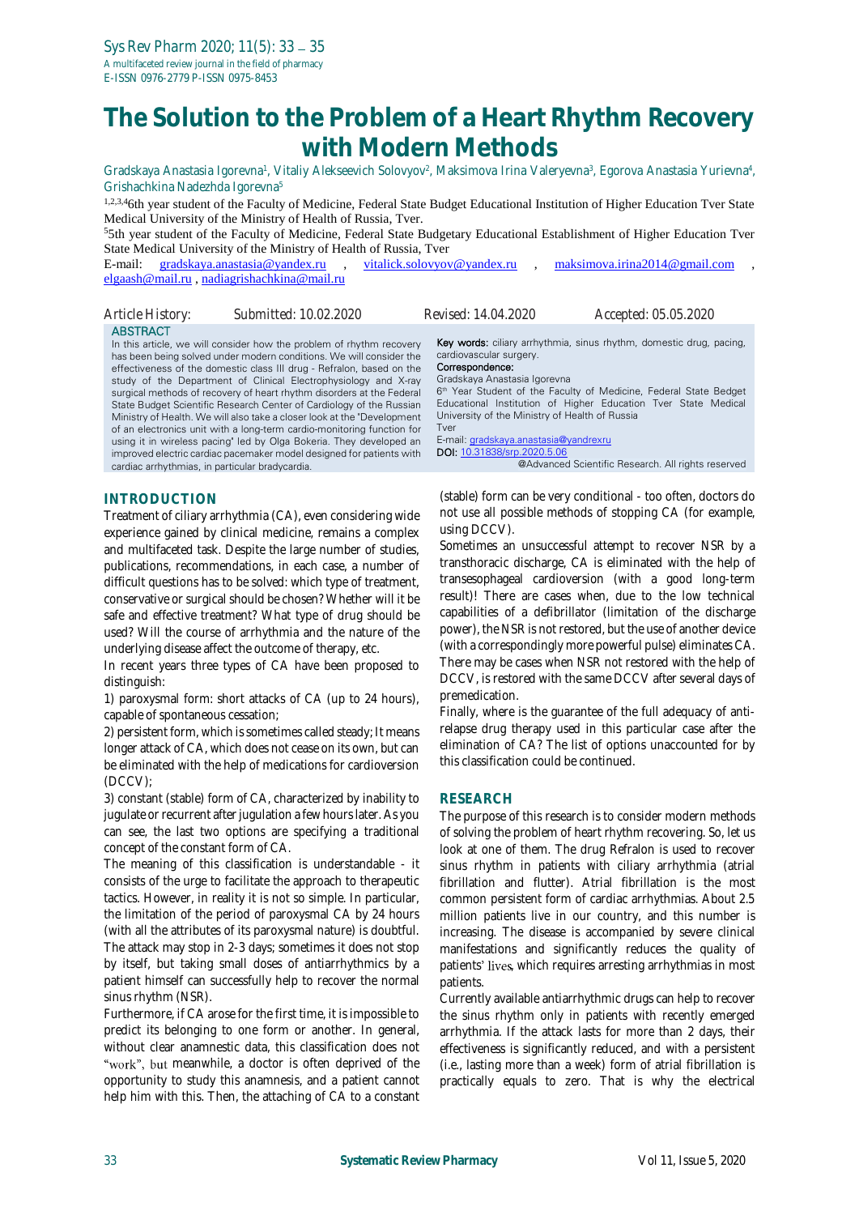# The Solution to the Problem of a Heart Rhythm Recovery with Modern Methods

Gradskaya Anastasia Igorevna[1], Vitaliy Alekseevich Solovyov[2], Maksimova Irina Valeryevna[3], Egorova Anastasia Yurievna[4], Grishachkina Nadezhda Igorevna[5]

[1,2,3,4]6th year student of the Faculty of Medicine, Federal State Budget Educational Institution of Higher Education Tver State Medical University of the Ministry of Health of Russia, Tver.

[5]5th year student of the Faculty of Medicine, Federal State Budgetary Educational Establishment of Higher Education Tver State Medical University of the Ministry of Health of Russia, Tver

E-mail: gradskaya.anastasia@yandex.ru , vitalick.solovyov@yandex.ru , maksimova.irina2014@gmail.com , elgaash@mail.ru , nadiagrishachkina@mail.ru

Article History: Submitted: 10.02.2020 Revised: 14.04.2020 Accepted: 05.05.2020

**ABSTRACT**

In this article, we will consider how the problem of rhythm recovery has been being solved under modern conditions. We will consider the effectiveness of the domestic class III drug - Refralon, based on the study of the Department of Clinical Electrophysiology and X-ray surgical methods of recovery of heart rhythm disorders at the Federal State Budget Scientific Research Center of Cardiology of the Russian Ministry of Health. We will also take a closer look at the "Development of an electronics unit with a long-term cardio-monitoring function for using it in wireless pacing" led by Olga Bokeria. They developed an improved electric cardiac pacemaker model designed for patients with cardiac arrhythmias, in particular bradycardia.

**Key words:** ciliary arrhythmia, sinus rhythm, domestic drug, pacing, cardiovascular surgery.

**Correspondence:**
Gradskaya Anastasia Igorevna
6th Year Student of the Faculty of Medicine, Federal State Bedget Educational Institution of Higher Education Tver State Medical University of the Ministry of Health of Russia
Tver
E-mail: gradskaya.anastasia@yandexru
**DOI:** 10.31838/srp.2020.5.06

@Advanced Scientific Research. All rights reserved

## INTRODUCTION

Treatment of ciliary arrhythmia (CA), even considering wide experience gained by clinical medicine, remains a complex and multifaceted task. Despite the large number of studies, publications, recommendations, in each case, a number of difficult questions has to be solved: which type of treatment, conservative or surgical should be chosen? Whether will it be safe and effective treatment? What type of drug should be used? Will the course of arrhythmia and the nature of the underlying disease affect the outcome of therapy, etc.

In recent years three types of CA have been proposed to distinguish:

1) paroxysmal form: short attacks of CA (up to 24 hours), capable of spontaneous cessation;

2) persistent form, which is sometimes called steady; It means longer attack of CA, which does not cease on its own, but can be eliminated with the help of medications for cardioversion (DCCV);

3) constant (stable) form of CA, characterized by inability to jugulate or recurrent after jugulation a few hours later. As you can see, the last two options are specifying a traditional concept of the constant form of CA.

The meaning of this classification is understandable - it consists of the urge to facilitate the approach to therapeutic tactics. However, in reality it is not so simple. In particular, the limitation of the period of paroxysmal CA by 24 hours (with all the attributes of its paroxysmal nature) is doubtful. The attack may stop in 2-3 days; sometimes it does not stop by itself, but taking small doses of antiarrhythmics by a patient himself can successfully help to recover the normal sinus rhythm (NSR).

Furthermore, if CA arose for the first time, it is impossible to predict its belonging to one form or another. In general, without clear anamnestic data, this classification does not "work", but meanwhile, a doctor is often deprived of the opportunity to study this anamnesis, and a patient cannot help him with this. Then, the attaching of CA to a constant (stable) form can be very conditional - too often, doctors do not use all possible methods of stopping CA (for example, using DCCV).

Sometimes an unsuccessful attempt to recover NSR by a transthoracic discharge, CA is eliminated with the help of transesophageal cardioversion (with a good long-term result)! There are cases when, due to the low technical capabilities of a defibrillator (limitation of the discharge power), the NSR is not restored, but the use of another device (with a correspondingly more powerful pulse) eliminates CA. There may be cases when NSR not restored with the help of DCCV, is restored with the same DCCV after several days of premedication.

Finally, where is the guarantee of the full adequacy of anti-relapse drug therapy used in this particular case after the elimination of CA? The list of options unaccounted for by this classification could be continued.

## RESEARCH

The purpose of this research is to consider modern methods of solving the problem of heart rhythm recovering. So, let us look at one of them. The drug Refralon is used to recover sinus rhythm in patients with ciliary arrhythmia (atrial fibrillation and flutter). Atrial fibrillation is the most common persistent form of cardiac arrhythmias. About 2.5 million patients live in our country, and this number is increasing. The disease is accompanied by severe clinical manifestations and significantly reduces the quality of patients' lives, which requires arresting arrhythmias in most patients.

Currently available antiarrhythmic drugs can help to recover the sinus rhythm only in patients with recently emerged arrhythmia. If the attack lasts for more than 2 days, their effectiveness is significantly reduced, and with a persistent (i.e., lasting more than a week) form of atrial fibrillation is practically equals to zero. That is why the electrical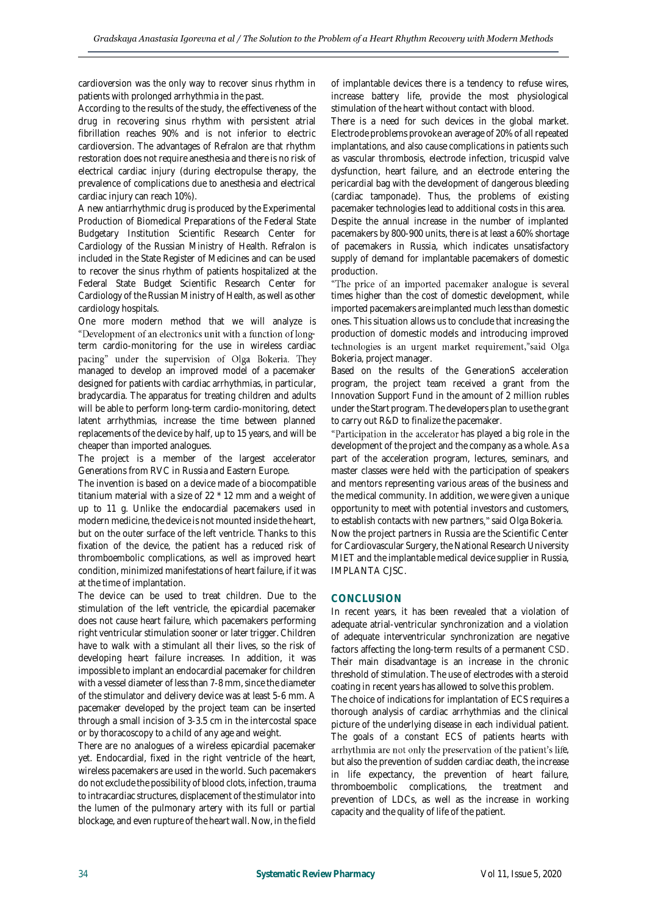cardioversion was the only way to recover sinus rhythm in patients with prolonged arrhythmia in the past.

According to the results of the study, the effectiveness of the drug in recovering sinus rhythm with persistent atrial fibrillation reaches 90% and is not inferior to electric cardioversion. The advantages of Refralon are that rhythm restoration does not require anesthesia and there is no risk of electrical cardiac injury (during electropulse therapy, the prevalence of complications due to anesthesia and electrical cardiac injury can reach 10%).

A new antiarrhythmic drug is produced by the Experimental Production of Biomedical Preparations of the Federal State Budgetary Institution Scientific Research Center for Cardiology of the Russian Ministry of Health. Refralon is included in the State Register of Medicines and can be used to recover the sinus rhythm of patients hospitalized at the Federal State Budget Scientific Research Center for Cardiology of the Russian Ministry of Health, as well as other cardiology hospitals.

One more modern method that we will analyze is "Development of an electronics unit with a function of long-term cardio-monitoring for the use in wireless cardiac pacing" under the supervision of Olga Bokeria. They managed to develop an improved model of a pacemaker designed for patients with cardiac arrhythmias, in particular, bradycardia. The apparatus for treating children and adults will be able to perform long-term cardio-monitoring, detect latent arrhythmias, increase the time between planned replacements of the device by half, up to 15 years, and will be cheaper than imported analogues.

The project is a member of the largest accelerator Generations from RVC in Russia and Eastern Europe.

The invention is based on a device made of a biocompatible titanium material with a size of 22 * 12 mm and a weight of up to 11 g. Unlike the endocardial pacemakers used in modern medicine, the device is not mounted inside the heart, but on the outer surface of the left ventricle. Thanks to this fixation of the device, the patient has a reduced risk of thromboembolic complications, as well as improved heart condition, minimized manifestations of heart failure, if it was at the time of implantation.

The device can be used to treat children. Due to the stimulation of the left ventricle, the epicardial pacemaker does not cause heart failure, which pacemakers performing right ventricular stimulation sooner or later trigger. Children have to walk with a stimulant all their lives, so the risk of developing heart failure increases. In addition, it was impossible to implant an endocardial pacemaker for children with a vessel diameter of less than 7-8 mm, since the diameter of the stimulator and delivery device was at least 5-6 mm. A pacemaker developed by the project team can be inserted through a small incision of 3-3.5 cm in the intercostal space or by thoracoscopy to a child of any age and weight.

There are no analogues of a wireless epicardial pacemaker yet. Endocardial, fixed in the right ventricle of the heart, wireless pacemakers are used in the world. Such pacemakers do not exclude the possibility of blood clots, infection, trauma to intracardiac structures, displacement of the stimulator into the lumen of the pulmonary artery with its full or partial blockage, and even rupture of the heart wall. Now, in the field of implantable devices there is a tendency to refuse wires, increase battery life, provide the most physiological stimulation of the heart without contact with blood.

There is a need for such devices in the global market. Electrode problems provoke an average of 20% of all repeated implantations, and also cause complications in patients such as vascular thrombosis, electrode infection, tricuspid valve dysfunction, heart failure, and an electrode entering the pericardial bag with the development of dangerous bleeding (cardiac tamponade). Thus, the problems of existing pacemaker technologies lead to additional costs in this area.

Despite the annual increase in the number of implanted pacemakers by 800-900 units, there is at least a 60% shortage of pacemakers in Russia, which indicates unsatisfactory supply of demand for implantable pacemakers of domestic production.

"The price of an imported pacemaker analogue is several times higher than the cost of domestic development, while imported pacemakers are implanted much less than domestic ones. This situation allows us to conclude that increasing the production of domestic models and introducing improved technologies is an urgent market requirement,"said Olga Bokeria, project manager.

Based on the results of the GenerationS acceleration program, the project team received a grant from the Innovation Support Fund in the amount of 2 million rubles under the Start program. The developers plan to use the grant to carry out R&D to finalize the pacemaker.

"Participation in the accelerator has played a big role in the development of the project and the company as a whole. As a part of the acceleration program, lectures, seminars, and master classes were held with the participation of speakers and mentors representing various areas of the business and the medical community. In addition, we were given a unique opportunity to meet with potential investors and customers, to establish contacts with new partners," said Olga Bokeria.

Now the project partners in Russia are the Scientific Center for Cardiovascular Surgery, the National Research University MIET and the implantable medical device supplier in Russia, IMPLANTA CJSC.

## CONCLUSION

In recent years, it has been revealed that a violation of adequate atrial-ventricular synchronization and a violation of adequate interventricular synchronization are negative factors affecting the long-term results of a permanent CSD. Their main disadvantage is an increase in the chronic threshold of stimulation. The use of electrodes with a steroid coating in recent years has allowed to solve this problem.

The choice of indications for implantation of ECS requires a thorough analysis of cardiac arrhythmias and the clinical picture of the underlying disease in each individual patient. The goals of a constant ECS of patients hearts with arrhythmia are not only the preservation of the patient's life, but also the prevention of sudden cardiac death, the increase in life expectancy, the prevention of heart failure, thromboembolic complications, the treatment and prevention of LDCs, as well as the increase in working capacity and the quality of life of the patient.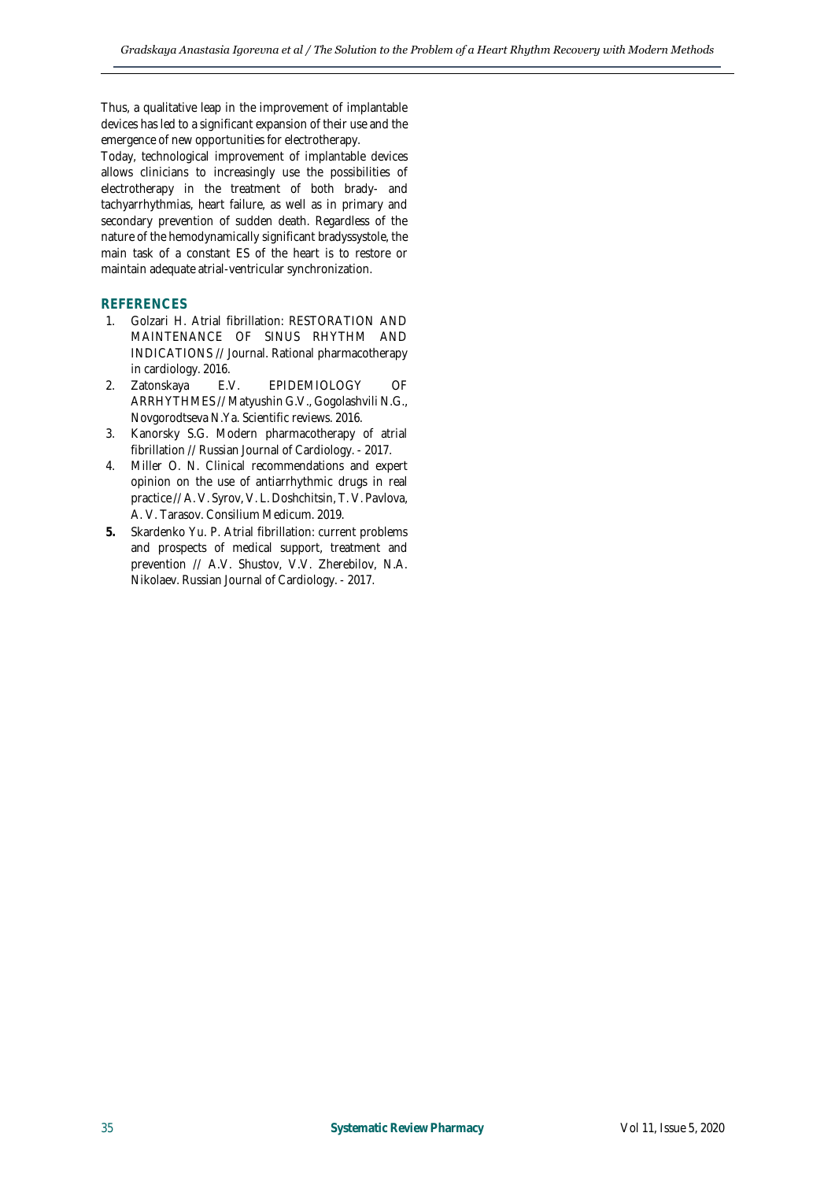Thus, a qualitative leap in the improvement of implantable devices has led to a significant expansion of their use and the emergence of new opportunities for electrotherapy.

Today, technological improvement of implantable devices allows clinicians to increasingly use the possibilities of electrotherapy in the treatment of both brady- and tachyarrhythmias, heart failure, as well as in primary and secondary prevention of sudden death. Regardless of the nature of the hemodynamically significant bradyssystole, the main task of a constant ES of the heart is to restore or maintain adequate atrial-ventricular synchronization.

## REFERENCES

1. Golzari H. Atrial fibrillation: RESTORATION AND MAINTENANCE OF SINUS RHYTHM AND INDICATIONS // Journal. Rational pharmacotherapy in cardiology. 2016.
2. Zatonskaya E.V. EPIDEMIOLOGY OF ARRHYTHMES // Matyushin G.V., Gogolashvili N.G., Novgorodtseva N.Ya. Scientific reviews. 2016.
3. Kanorsky S.G. Modern pharmacotherapy of atrial fibrillation // Russian Journal of Cardiology. - 2017.
4. Miller O. N. Clinical recommendations and expert opinion on the use of antiarrhythmic drugs in real practice // A. V. Syrov, V. L. Doshchitsin, T. V. Pavlova, A. V. Tarasov. Consilium Medicum. 2019.
5. Skardenko Yu. P. Atrial fibrillation: current problems and prospects of medical support, treatment and prevention // A.V. Shustov, V.V. Zherebilov, N.A. Nikolaev. Russian Journal of Cardiology. - 2017.